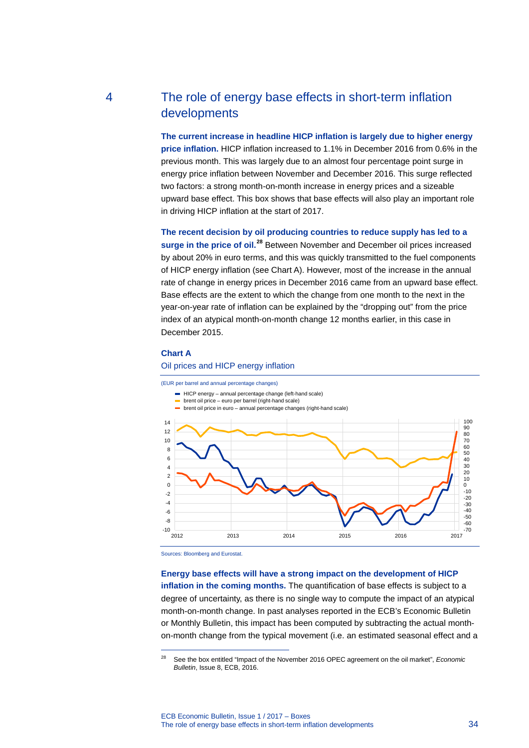# 4 The role of energy base effects in short-term inflation developments

**The current increase in headline HICP inflation is largely due to higher energy price inflation.** HICP inflation increased to 1.1% in December 2016 from 0.6% in the previous month. This was largely due to an almost four percentage point surge in energy price inflation between November and December 2016. This surge reflected two factors: a strong month-on-month increase in energy prices and a sizeable upward base effect. This box shows that base effects will also play an important role in driving HICP inflation at the start of 2017.

**The recent decision by oil producing countries to reduce supply has led to a surge in the price of oil.**[28] Between November and December oil prices increased by about 20% in euro terms, and this was quickly transmitted to the fuel components of HICP energy inflation (see Chart A). However, most of the increase in the annual rate of change in energy prices in December 2016 came from an upward base effect. Base effects are the extent to which the change from one month to the next in the year-on-year rate of inflation can be explained by the "dropping out" from the price index of an atypical month-on-month change 12 months earlier, in this case in December 2015.

**Chart A**

Oil prices and HICP energy inflation

(EUR per barrel and annual percentage changes)

- HICP energy – annual percentage change (left-hand scale)
- brent oil price – euro per barrel (right-hand scale)
- brent oil price in euro – annual percentage changes (right-hand scale)

Left-hand scale: 14, 12, 10, 8, 6, 4, 2, 0, -2, -4, -6, -8, -10

Right-hand scale: 100, 90, 80, 70, 60, 50, 40, 30, 20, 10, 0, -10, -20, -30, -40, -50, -60, -70

2012, 2013, 2014, 2015, 2016, 2017

Sources: Bloomberg and Eurostat.

**Energy base effects will have a strong impact on the development of HICP inflation in the coming months.** The quantification of base effects is subject to a degree of uncertainty, as there is no single way to compute the impact of an atypical month-on-month change. In past analyses reported in the ECB's Economic Bulletin or Monthly Bulletin, this impact has been computed by subtracting the actual month-on-month change from the typical movement (i.e. an estimated seasonal effect and a

[28] See the box entitled "Impact of the November 2016 OPEC agreement on the oil market", *Economic Bulletin*, Issue 8, ECB, 2016.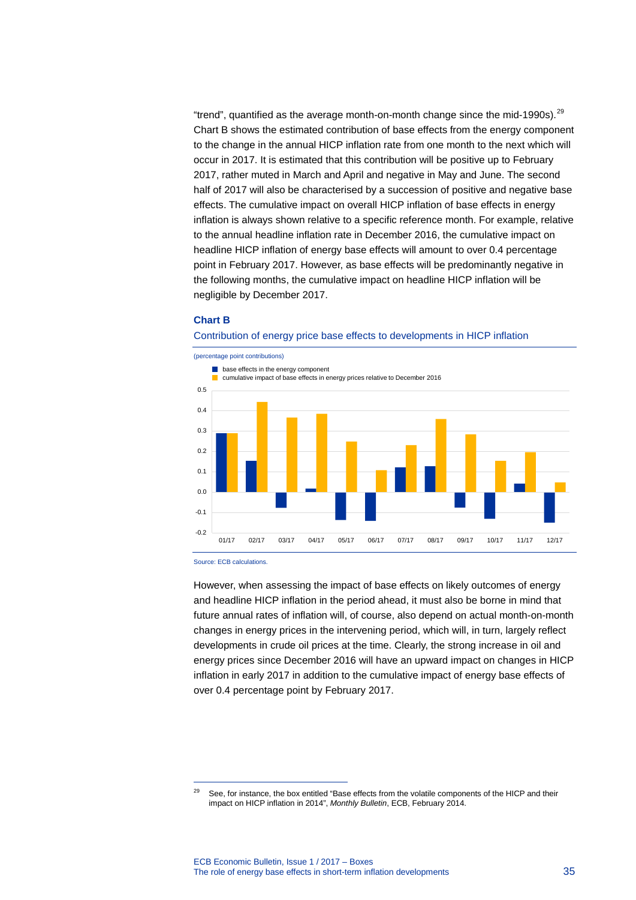"trend", quantified as the average month-on-month change since the mid-1990s).[29] Chart B shows the estimated contribution of base effects from the energy component to the change in the annual HICP inflation rate from one month to the next which will occur in 2017. It is estimated that this contribution will be positive up to February 2017, rather muted in March and April and negative in May and June. The second half of 2017 will also be characterised by a succession of positive and negative base effects. The cumulative impact on overall HICP inflation of base effects in energy inflation is always shown relative to a specific reference month. For example, relative to the annual headline inflation rate in December 2016, the cumulative impact on headline HICP inflation of energy base effects will amount to over 0.4 percentage point in February 2017. However, as base effects will be predominantly negative in the following months, the cumulative impact on headline HICP inflation will be negligible by December 2017.

**Chart B**

Contribution of energy price base effects to developments in HICP inflation

(percentage point contributions)

base effects in the energy component
cumulative impact of base effects in energy prices relative to December 2016

0.5
0.4
0.3
0.2
0.1
0.0
-0.1
-0.2

01/17 02/17 03/17 04/17 05/17 06/17 07/17 08/17 09/17 10/17 11/17 12/17

Source: ECB calculations.

However, when assessing the impact of base effects on likely outcomes of energy and headline HICP inflation in the period ahead, it must also be borne in mind that future annual rates of inflation will, of course, also depend on actual month-on-month changes in energy prices in the intervening period, which will, in turn, largely reflect developments in crude oil prices at the time. Clearly, the strong increase in oil and energy prices since December 2016 will have an upward impact on changes in HICP inflation in early 2017 in addition to the cumulative impact of energy base effects of over 0.4 percentage point by February 2017.

[29] See, for instance, the box entitled "Base effects from the volatile components of the HICP and their impact on HICP inflation in 2014", *Monthly Bulletin*, ECB, February 2014.